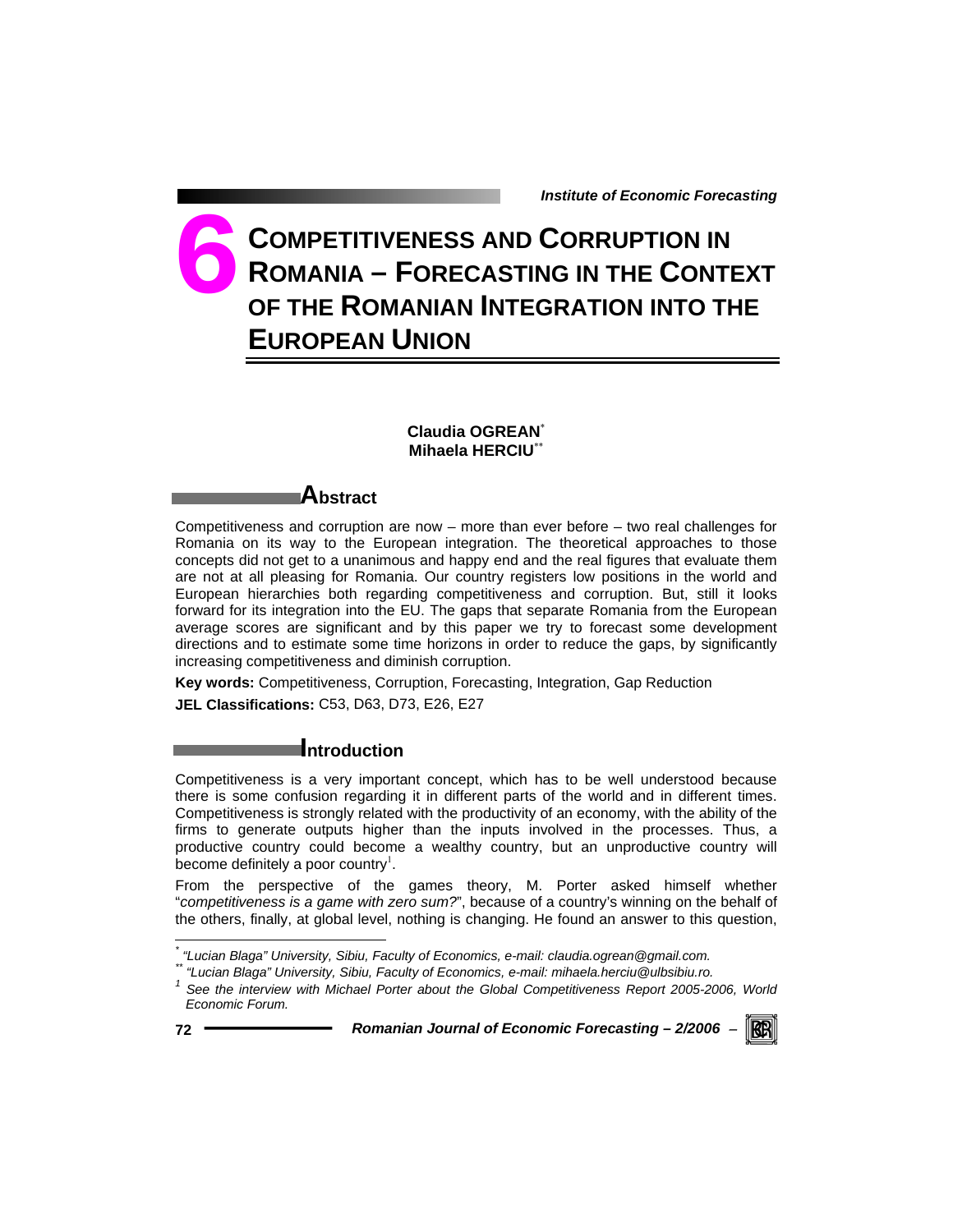# 6 COMPETITIVENESS AND CORRUPTION IN ROMANIA – FORECASTING IN THE CONTEXT OF THE ROMANIAN INTEGRATION INTO THE EUROPEAN UNION

**Claudia OGREAN**[*]
**Mihaela HERCIU**[**]

## Abstract

Competitiveness and corruption are now – more than ever before – two real challenges for Romania on its way to the European integration. The theoretical approaches to those concepts did not get to a unanimous and happy end and the real figures that evaluate them are not at all pleasing for Romania. Our country registers low positions in the world and European hierarchies both regarding competitiveness and corruption. But, still it looks forward for its integration into the EU. The gaps that separate Romania from the European average scores are significant and by this paper we try to forecast some development directions and to estimate some time horizons in order to reduce the gaps, by significantly increasing competitiveness and diminish corruption.

**Key words:** Competitiveness, Corruption, Forecasting, Integration, Gap Reduction

**JEL Classifications:** C53, D63, D73, E26, E27

## Introduction

Competitiveness is a very important concept, which has to be well understood because there is some confusion regarding it in different parts of the world and in different times. Competitiveness is strongly related with the productivity of an economy, with the ability of the firms to generate outputs higher than the inputs involved in the processes. Thus, a productive country could become a wealthy country, but an unproductive country will become definitely a poor country[1].

From the perspective of the games theory, M. Porter asked himself whether "*competitiveness is a game with zero sum?*", because of a country's winning on the behalf of the others, finally, at global level, nothing is changing. He found an answer to this question,

---

[*] *"Lucian Blaga" University, Sibiu, Faculty of Economics, e-mail: claudia.ogrean@gmail.com.*

[**] *"Lucian Blaga" University, Sibiu, Faculty of Economics, e-mail: mihaela.herciu@ulbsibiu.ro.*

[1] *See the interview with Michael Porter about the Global Competitiveness Report 2005-2006, World Economic Forum.*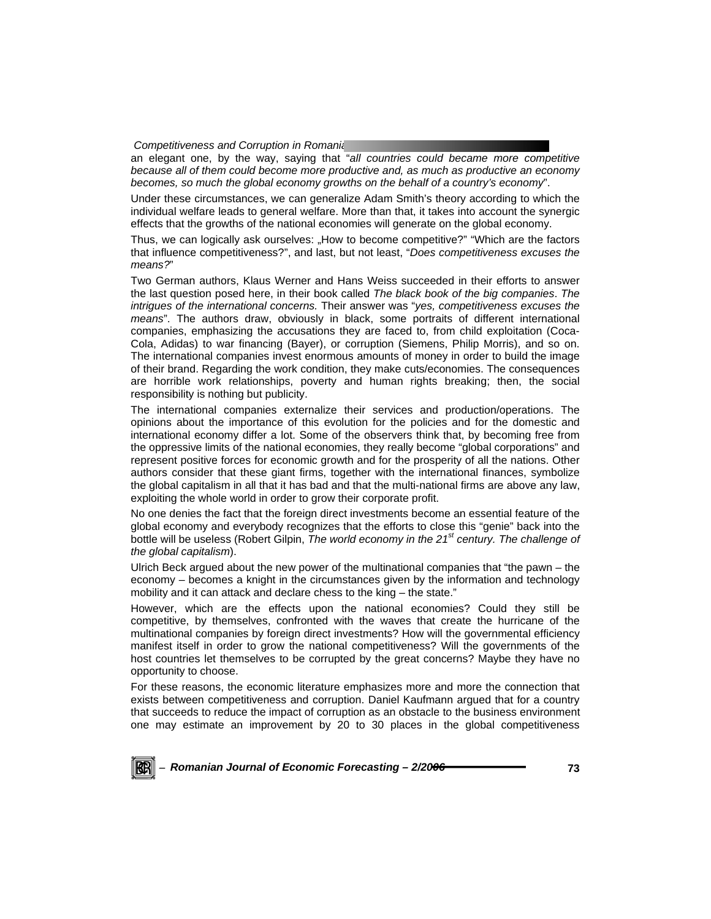an elegant one, by the way, saying that "*all countries could became more competitive because all of them could become more productive and, as much as productive an economy becomes, so much the global economy growths on the behalf of a country's economy*".

Under these circumstances, we can generalize Adam Smith's theory according to which the individual welfare leads to general welfare. More than that, it takes into account the synergic effects that the growths of the national economies will generate on the global economy.

Thus, we can logically ask ourselves: „How to become competitive?" "Which are the factors that influence competitiveness?", and last, but not least, "*Does competitiveness excuses the means?*"

Two German authors, Klaus Werner and Hans Weiss succeeded in their efforts to answer the last question posed here, in their book called *The black book of the big companies*. *The intrigues of the international concerns.* Their answer was "*yes, competitiveness excuses the means*". The authors draw, obviously in black, some portraits of different international companies, emphasizing the accusations they are faced to, from child exploitation (Coca-Cola, Adidas) to war financing (Bayer), or corruption (Siemens, Philip Morris), and so on. The international companies invest enormous amounts of money in order to build the image of their brand. Regarding the work condition, they make cuts/economies. The consequences are horrible work relationships, poverty and human rights breaking; then, the social responsibility is nothing but publicity.

The international companies externalize their services and production/operations. The opinions about the importance of this evolution for the policies and for the domestic and international economy differ a lot. Some of the observers think that, by becoming free from the oppressive limits of the national economies, they really become "global corporations" and represent positive forces for economic growth and for the prosperity of all the nations. Other authors consider that these giant firms, together with the international finances, symbolize the global capitalism in all that it has bad and that the multi-national firms are above any law, exploiting the whole world in order to grow their corporate profit.

No one denies the fact that the foreign direct investments become an essential feature of the global economy and everybody recognizes that the efforts to close this "genie" back into the bottle will be useless (Robert Gilpin, *The world economy in the 21st century. The challenge of the global capitalism*).

Ulrich Beck argued about the new power of the multinational companies that "the pawn – the economy – becomes a knight in the circumstances given by the information and technology mobility and it can attack and declare chess to the king – the state."

However, which are the effects upon the national economies? Could they still be competitive, by themselves, confronted with the waves that create the hurricane of the multinational companies by foreign direct investments? How will the governmental efficiency manifest itself in order to grow the national competitiveness? Will the governments of the host countries let themselves to be corrupted by the great concerns? Maybe they have no opportunity to choose.

For these reasons, the economic literature emphasizes more and more the connection that exists between competitiveness and corruption. Daniel Kaufmann argued that for a country that succeeds to reduce the impact of corruption as an obstacle to the business environment one may estimate an improvement by 20 to 30 places in the global competitiveness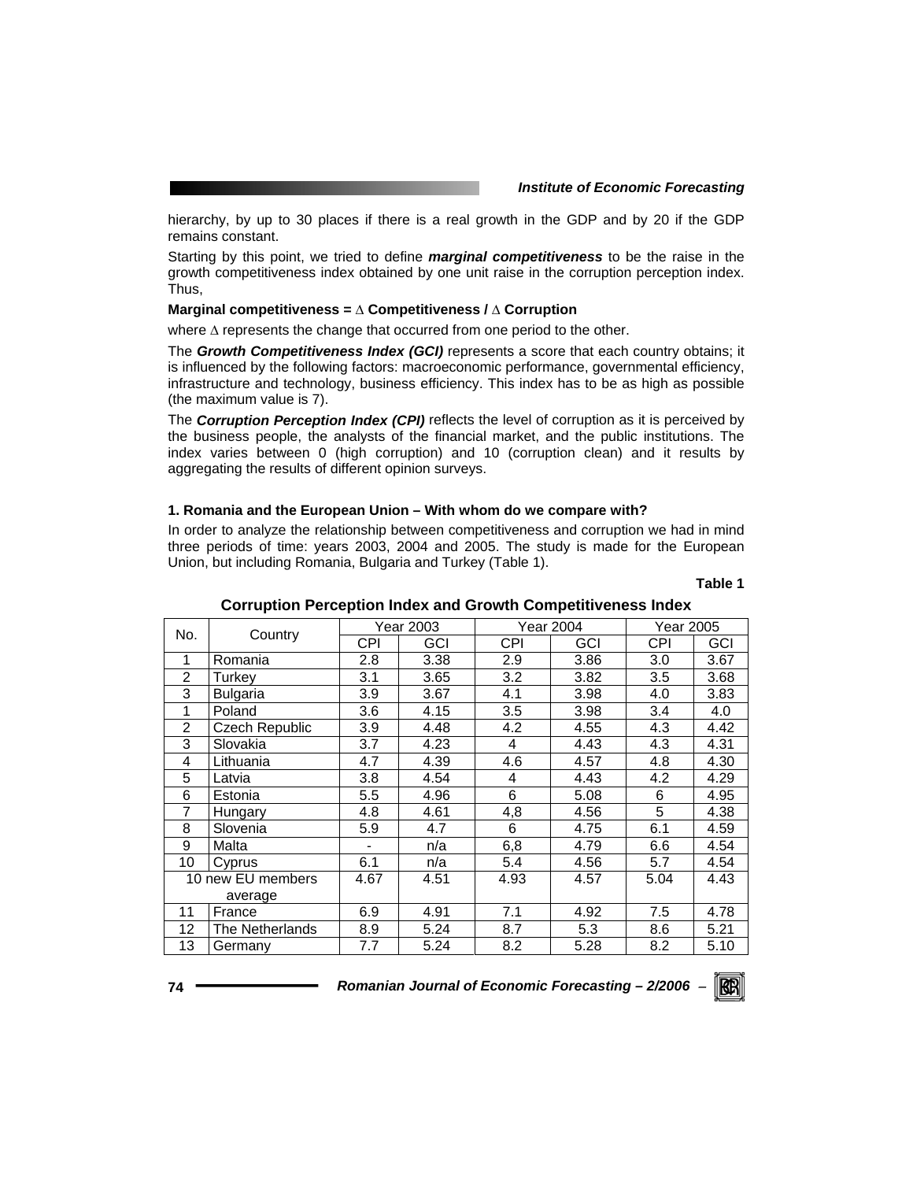hierarchy, by up to 30 places if there is a real growth in the GDP and by 20 if the GDP remains constant.

Starting by this point, we tried to define ***marginal competitiveness*** to be the raise in the growth competitiveness index obtained by one unit raise in the corruption perception index. Thus,

**Marginal competitiveness = $\Delta$ Competitiveness / $\Delta$ Corruption**

where $\Delta$ represents the change that occurred from one period to the other.

The ***Growth Competitiveness Index (GCI)*** represents a score that each country obtains; it is influenced by the following factors: macroeconomic performance, governmental efficiency, infrastructure and technology, business efficiency. This index has to be as high as possible (the maximum value is 7).

The ***Corruption Perception Index (CPI)*** reflects the level of corruption as it is perceived by the business people, the analysts of the financial market, and the public institutions. The index varies between 0 (high corruption) and 10 (corruption clean) and it results by aggregating the results of different opinion surveys.

### 1. Romania and the European Union – With whom do we compare with?

In order to analyze the relationship between competitiveness and corruption we had in mind three periods of time: years 2003, 2004 and 2005. The study is made for the European Union, but including Romania, Bulgaria and Turkey (Table 1).

**Table 1**

**Corruption Perception Index and Growth Competitiveness Index**

| No. | Country | Year 2003 | | Year 2004 | | Year 2005 | |
|---|---|---|---|---|---|---|---|
| | | CPI | GCI | CPI | GCI | CPI | GCI |
| 1 | Romania | 2.8 | 3.38 | 2.9 | 3.86 | 3.0 | 3.67 |
| 2 | Turkey | 3.1 | 3.65 | 3.2 | 3.82 | 3.5 | 3.68 |
| 3 | Bulgaria | 3.9 | 3.67 | 4.1 | 3.98 | 4.0 | 3.83 |
| 1 | Poland | 3.6 | 4.15 | 3.5 | 3.98 | 3.4 | 4.0 |
| 2 | Czech Republic | 3.9 | 4.48 | 4.2 | 4.55 | 4.3 | 4.42 |
| 3 | Slovakia | 3.7 | 4.23 | 4 | 4.43 | 4.3 | 4.31 |
| 4 | Lithuania | 4.7 | 4.39 | 4.6 | 4.57 | 4.8 | 4.30 |
| 5 | Latvia | 3.8 | 4.54 | 4 | 4.43 | 4.2 | 4.29 |
| 6 | Estonia | 5.5 | 4.96 | 6 | 5.08 | 6 | 4.95 |
| 7 | Hungary | 4.8 | 4.61 | 4,8 | 4.56 | 5 | 4.38 |
| 8 | Slovenia | 5.9 | 4.7 | 6 | 4.75 | 6.1 | 4.59 |
| 9 | Malta | - | n/a | 6,8 | 4.79 | 6.6 | 4.54 |
| 10 | Cyprus | 6.1 | n/a | 5.4 | 4.56 | 5.7 | 4.54 |
| 10 new EU members average | | 4.67 | 4.51 | 4.93 | 4.57 | 5.04 | 4.43 |
| 11 | France | 6.9 | 4.91 | 7.1 | 4.92 | 7.5 | 4.78 |
| 12 | The Netherlands | 8.9 | 5.24 | 8.7 | 5.3 | 8.6 | 5.21 |
| 13 | Germany | 7.7 | 5.24 | 8.2 | 5.28 | 8.2 | 5.10 |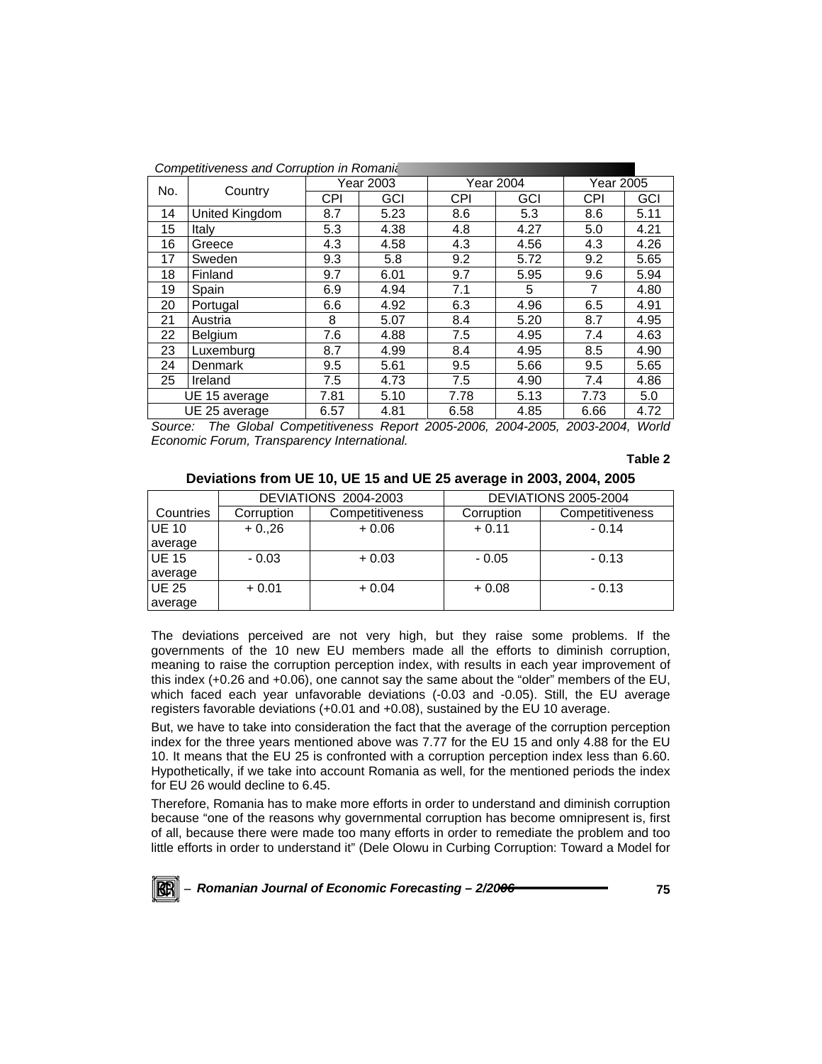| No. | Country | Year 2003 | | Year 2004 | | Year 2005 | |
|---|---|---|---|---|---|---|---|
| | | CPI | GCI | CPI | GCI | CPI | GCI |
| 14 | United Kingdom | 8.7 | 5.23 | 8.6 | 5.3 | 8.6 | 5.11 |
| 15 | Italy | 5.3 | 4.38 | 4.8 | 4.27 | 5.0 | 4.21 |
| 16 | Greece | 4.3 | 4.58 | 4.3 | 4.56 | 4.3 | 4.26 |
| 17 | Sweden | 9.3 | 5.8 | 9.2 | 5.72 | 9.2 | 5.65 |
| 18 | Finland | 9.7 | 6.01 | 9.7 | 5.95 | 9.6 | 5.94 |
| 19 | Spain | 6.9 | 4.94 | 7.1 | 5 | 7 | 4.80 |
| 20 | Portugal | 6.6 | 4.92 | 6.3 | 4.96 | 6.5 | 4.91 |
| 21 | Austria | 8 | 5.07 | 8.4 | 5.20 | 8.7 | 4.95 |
| 22 | Belgium | 7.6 | 4.88 | 7.5 | 4.95 | 7.4 | 4.63 |
| 23 | Luxemburg | 8.7 | 4.99 | 8.4 | 4.95 | 8.5 | 4.90 |
| 24 | Denmark | 9.5 | 5.61 | 9.5 | 5.66 | 9.5 | 5.65 |
| 25 | Ireland | 7.5 | 4.73 | 7.5 | 4.90 | 7.4 | 4.86 |
| UE 15 average | | 7.81 | 5.10 | 7.78 | 5.13 | 7.73 | 5.0 |
| UE 25 average | | 6.57 | 4.81 | 6.58 | 4.85 | 6.66 | 4.72 |

*Source: The Global Competitiveness Report 2005-2006, 2004-2005, 2003-2004, World Economic Forum, Transparency International.*

**Table 2**

**Deviations from UE 10, UE 15 and UE 25 average in 2003, 2004, 2005**

| | DEVIATIONS 2004-2003 | | DEVIATIONS 2005-2004 | |
|---|---|---|---|---|
| Countries | Corruption | Competitiveness | Corruption | Competitiveness |
| UE 10 average | + 0.,26 | + 0.06 | + 0.11 | - 0.14 |
| UE 15 average | - 0.03 | + 0.03 | - 0.05 | - 0.13 |
| UE 25 average | + 0.01 | + 0.04 | + 0.08 | - 0.13 |

The deviations perceived are not very high, but they raise some problems. If the governments of the 10 new EU members made all the efforts to diminish corruption, meaning to raise the corruption perception index, with results in each year improvement of this index (+0.26 and +0.06), one cannot say the same about the "older" members of the EU, which faced each year unfavorable deviations (-0.03 and -0.05). Still, the EU average registers favorable deviations (+0.01 and +0.08), sustained by the EU 10 average.

But, we have to take into consideration the fact that the average of the corruption perception index for the three years mentioned above was 7.77 for the EU 15 and only 4.88 for the EU 10. It means that the EU 25 is confronted with a corruption perception index less than 6.60. Hypothetically, if we take into account Romania as well, for the mentioned periods the index for EU 26 would decline to 6.45.

Therefore, Romania has to make more efforts in order to understand and diminish corruption because "one of the reasons why governmental corruption has become omnipresent is, first of all, because there were made too many efforts in order to remediate the problem and too little efforts in order to understand it" (Dele Olowu in Curbing Corruption: Toward a Model for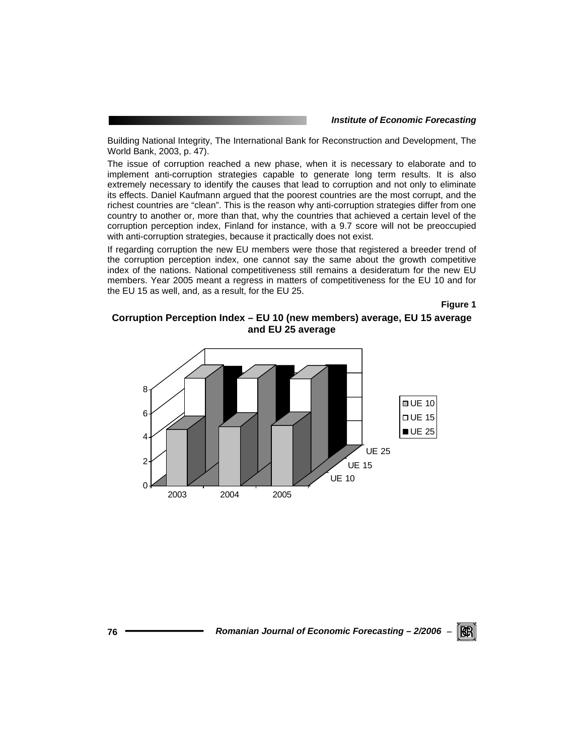Building National Integrity, The International Bank for Reconstruction and Development, The World Bank, 2003, p. 47).

The issue of corruption reached a new phase, when it is necessary to elaborate and to implement anti-corruption strategies capable to generate long term results. It is also extremely necessary to identify the causes that lead to corruption and not only to eliminate its effects. Daniel Kaufmann argued that the poorest countries are the most corrupt, and the richest countries are "clean". This is the reason why anti-corruption strategies differ from one country to another or, more than that, why the countries that achieved a certain level of the corruption perception index, Finland for instance, with a 9.7 score will not be preoccupied with anti-corruption strategies, because it practically does not exist.

If regarding corruption the new EU members were those that registered a breeder trend of the corruption perception index, one cannot say the same about the growth competitive index of the nations. National competitiveness still remains a desideratum for the new EU members. Year 2005 meant a regress in matters of competitiveness for the EU 10 and for the EU 15 as well, and, as a result, for the EU 25.

**Figure 1**

**Corruption Perception Index – EU 10 (new members) average, EU 15 average and EU 25 average**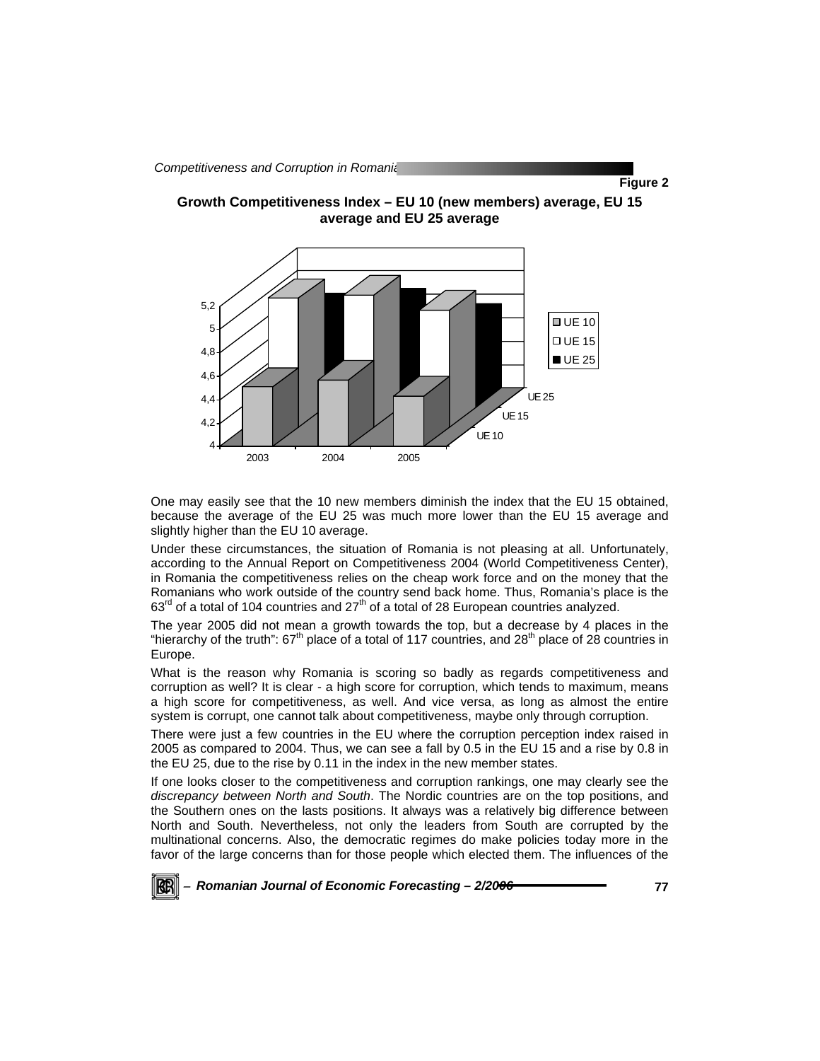**Figure 2**

**Growth Competitiveness Index – EU 10 (new members) average, EU 15 average and EU 25 average**

One may easily see that the 10 new members diminish the index that the EU 15 obtained, because the average of the EU 25 was much more lower than the EU 15 average and slightly higher than the EU 10 average.

Under these circumstances, the situation of Romania is not pleasing at all. Unfortunately, according to the Annual Report on Competitiveness 2004 (World Competitiveness Center), in Romania the competitiveness relies on the cheap work force and on the money that the Romanians who work outside of the country send back home. Thus, Romania's place is the 63rd of a total of 104 countries and 27th of a total of 28 European countries analyzed.

The year 2005 did not mean a growth towards the top, but a decrease by 4 places in the "hierarchy of the truth": 67th place of a total of 117 countries, and 28th place of 28 countries in Europe.

What is the reason why Romania is scoring so badly as regards competitiveness and corruption as well? It is clear - a high score for corruption, which tends to maximum, means a high score for competitiveness, as well. And vice versa, as long as almost the entire system is corrupt, one cannot talk about competitiveness, maybe only through corruption.

There were just a few countries in the EU where the corruption perception index raised in 2005 as compared to 2004. Thus, we can see a fall by 0.5 in the EU 15 and a rise by 0.8 in the EU 25, due to the rise by 0.11 in the index in the new member states.

If one looks closer to the competitiveness and corruption rankings, one may clearly see the *discrepancy between North and South*. The Nordic countries are on the top positions, and the Southern ones on the lasts positions. It always was a relatively big difference between North and South. Nevertheless, not only the leaders from South are corrupted by the multinational concerns. Also, the democratic regimes do make policies today more in the favor of the large concerns than for those people which elected them. The influences of the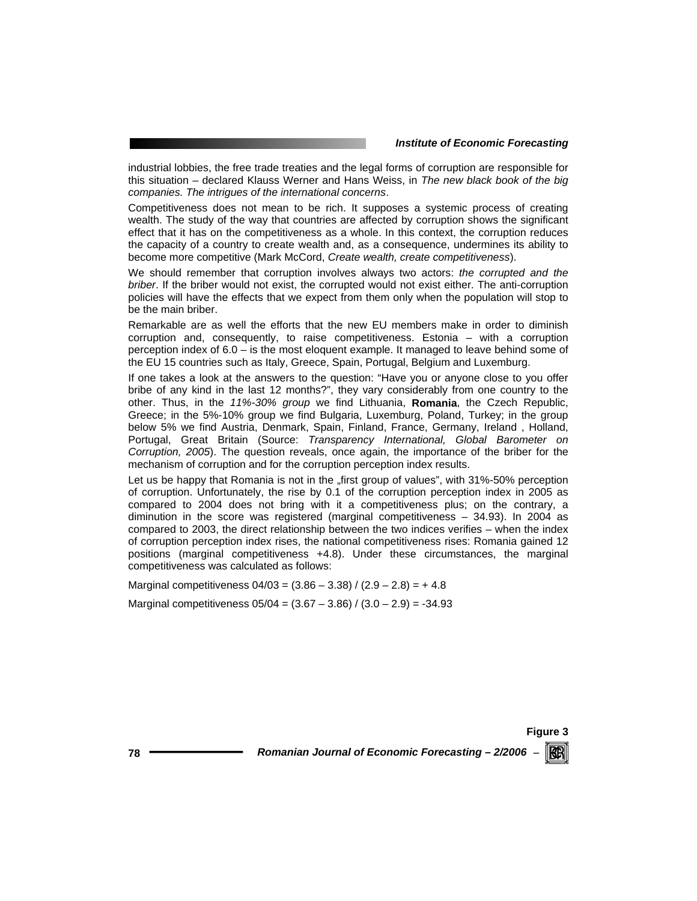industrial lobbies, the free trade treaties and the legal forms of corruption are responsible for this situation – declared Klauss Werner and Hans Weiss, in *The new black book of the big companies. The intrigues of the international concerns*.

Competitiveness does not mean to be rich. It supposes a systemic process of creating wealth. The study of the way that countries are affected by corruption shows the significant effect that it has on the competitiveness as a whole. In this context, the corruption reduces the capacity of a country to create wealth and, as a consequence, undermines its ability to become more competitive (Mark McCord, *Create wealth, create competitiveness*).

We should remember that corruption involves always two actors: *the corrupted and the briber*. If the briber would not exist, the corrupted would not exist either. The anti-corruption policies will have the effects that we expect from them only when the population will stop to be the main briber.

Remarkable are as well the efforts that the new EU members make in order to diminish corruption and, consequently, to raise competitiveness. Estonia – with a corruption perception index of 6.0 – is the most eloquent example. It managed to leave behind some of the EU 15 countries such as Italy, Greece, Spain, Portugal, Belgium and Luxemburg.

If one takes a look at the answers to the question: "Have you or anyone close to you offer bribe of any kind in the last 12 months?", they vary considerably from one country to the other. Thus, in the *11%-30% group* we find Lithuania, **Romania**, the Czech Republic, Greece; in the 5%-10% group we find Bulgaria, Luxemburg, Poland, Turkey; in the group below 5% we find Austria, Denmark, Spain, Finland, France, Germany, Ireland , Holland, Portugal, Great Britain (Source: *Transparency International, Global Barometer on Corruption, 2005*). The question reveals, once again, the importance of the briber for the mechanism of corruption and for the corruption perception index results.

Let us be happy that Romania is not in the „first group of values", with 31%-50% perception of corruption. Unfortunately, the rise by 0.1 of the corruption perception index in 2005 as compared to 2004 does not bring with it a competitiveness plus; on the contrary, a diminution in the score was registered (marginal competitiveness – 34.93). In 2004 as compared to 2003, the direct relationship between the two indices verifies – when the index of corruption perception index rises, the national competitiveness rises: Romania gained 12 positions (marginal competitiveness +4.8). Under these circumstances, the marginal competitiveness was calculated as follows:

Marginal competitiveness 04/03 = (3.86 – 3.38) / (2.9 – 2.8) = + 4.8

Marginal competitiveness 05/04 = (3.67 – 3.86) / (3.0 – 2.9) = -34.93

**Figure 3**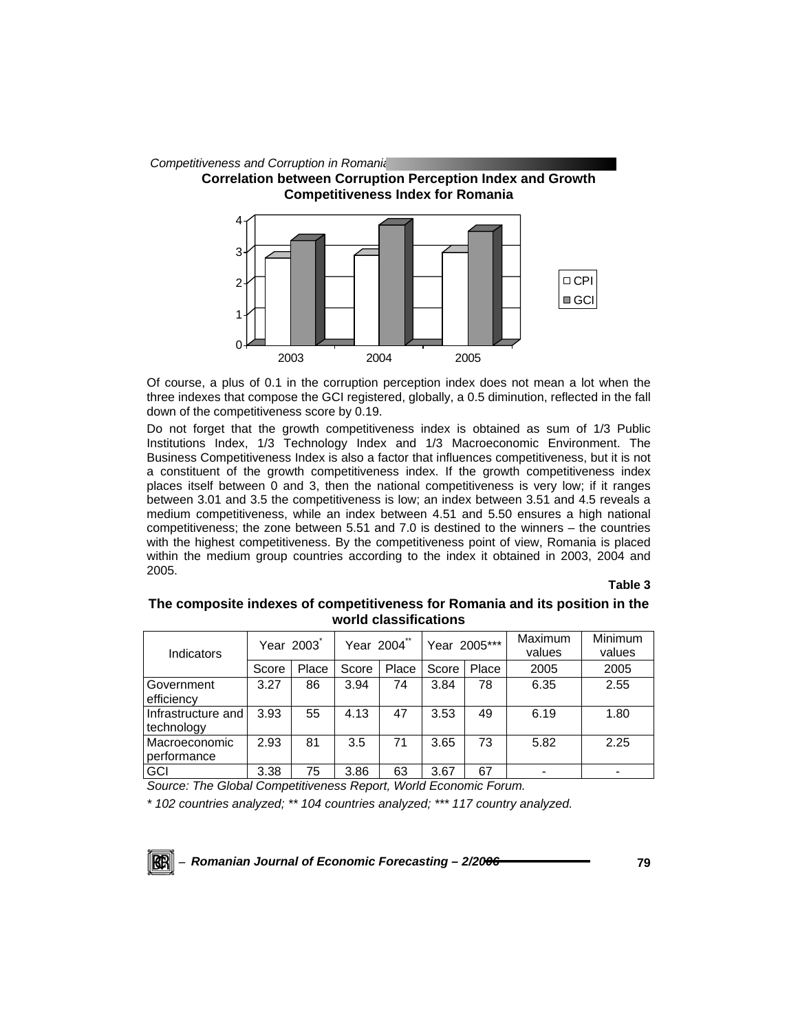**Correlation between Corruption Perception Index and Growth Competitiveness Index for Romania**

Of course, a plus of 0.1 in the corruption perception index does not mean a lot when the three indexes that compose the GCI registered, globally, a 0.5 diminution, reflected in the fall down of the competitiveness score by 0.19.

Do not forget that the growth competitiveness index is obtained as sum of 1/3 Public Institutions Index, 1/3 Technology Index and 1/3 Macroeconomic Environment. The Business Competitiveness Index is also a factor that influences competitiveness, but it is not a constituent of the growth competitiveness index. If the growth competitiveness index places itself between 0 and 3, then the national competitiveness is very low; if it ranges between 3.01 and 3.5 the competitiveness is low; an index between 3.51 and 4.5 reveals a medium competitiveness, while an index between 4.51 and 5.50 ensures a high national competitiveness; the zone between 5.51 and 7.0 is destined to the winners – the countries with the highest competitiveness. By the competitiveness point of view, Romania is placed within the medium group countries according to the index it obtained in 2003, 2004 and 2005.

**Table 3**

**The composite indexes of competitiveness for Romania and its position in the world classifications**

| Indicators | Year 2003* | | Year 2004** | | Year 2005*** | | Maximum values | Minimum values |
|---|---|---|---|---|---|---|---|---|
| | Score | Place | Score | Place | Score | Place | 2005 | 2005 |
| Government efficiency | 3.27 | 86 | 3.94 | 74 | 3.84 | 78 | 6.35 | 2.55 |
| Infrastructure and technology | 3.93 | 55 | 4.13 | 47 | 3.53 | 49 | 6.19 | 1.80 |
| Macroeconomic performance | 2.93 | 81 | 3.5 | 71 | 3.65 | 73 | 5.82 | 2.25 |
| GCI | 3.38 | 75 | 3.86 | 63 | 3.67 | 67 | - | - |

*Source: The Global Competitiveness Report, World Economic Forum.*

*\* 102 countries analyzed; \*\* 104 countries analyzed; \*\*\* 117 country analyzed.*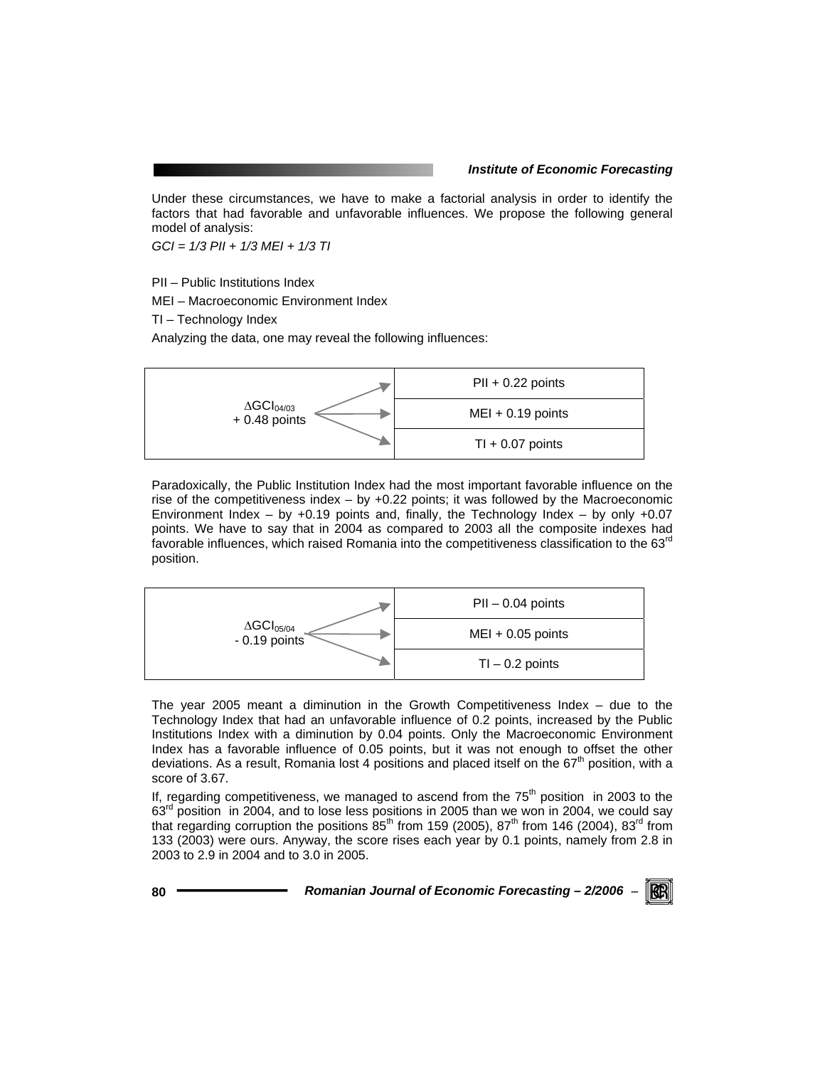Under these circumstances, we have to make a factorial analysis in order to identify the factors that had favorable and unfavorable influences. We propose the following general model of analysis:

*GCI = 1/3 PII + 1/3 MEI + 1/3 TI*

PII – Public Institutions Index

MEI – Macroeconomic Environment Index

TI – Technology Index

Analyzing the data, one may reveal the following influences:

| $\Delta GCI_{04/03}$ + 0.48 points | |
|---|---|
| | PII + 0.22 points |
| | MEI + 0.19 points |
| | TI + 0.07 points |

Paradoxically, the Public Institution Index had the most important favorable influence on the rise of the competitiveness index – by +0.22 points; it was followed by the Macroeconomic Environment Index – by +0.19 points and, finally, the Technology Index – by only +0.07 points. We have to say that in 2004 as compared to 2003 all the composite indexes had favorable influences, which raised Romania into the competitiveness classification to the 63rd position.

| $\Delta GCI_{05/04}$ - 0.19 points | |
|---|---|
| | PII – 0.04 points |
| | MEI + 0.05 points |
| | TI – 0.2 points |

The year 2005 meant a diminution in the Growth Competitiveness Index – due to the Technology Index that had an unfavorable influence of 0.2 points, increased by the Public Institutions Index with a diminution by 0.04 points. Only the Macroeconomic Environment Index has a favorable influence of 0.05 points, but it was not enough to offset the other deviations. As a result, Romania lost 4 positions and placed itself on the 67th position, with a score of 3.67.

If, regarding competitiveness, we managed to ascend from the 75th position in 2003 to the 63rd position in 2004, and to lose less positions in 2005 than we won in 2004, we could say that regarding corruption the positions 85th from 159 (2005), 87th from 146 (2004), 83rd from 133 (2003) were ours. Anyway, the score rises each year by 0.1 points, namely from 2.8 in 2003 to 2.9 in 2004 and to 3.0 in 2005.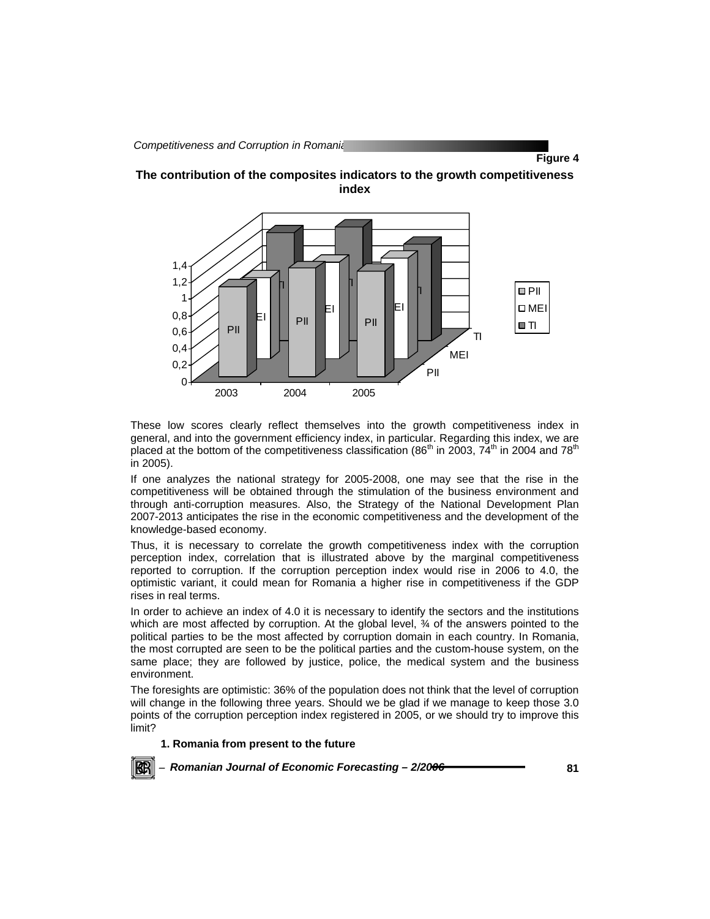**Figure 4**

**The contribution of the composites indicators to the growth competitiveness index**

These low scores clearly reflect themselves into the growth competitiveness index in general, and into the government efficiency index, in particular. Regarding this index, we are placed at the bottom of the competitiveness classification (86th in 2003, 74th in 2004 and 78th in 2005).

If one analyzes the national strategy for 2005-2008, one may see that the rise in the competitiveness will be obtained through the stimulation of the business environment and through anti-corruption measures. Also, the Strategy of the National Development Plan 2007-2013 anticipates the rise in the economic competitiveness and the development of the knowledge-based economy.

Thus, it is necessary to correlate the growth competitiveness index with the corruption perception index, correlation that is illustrated above by the marginal competitiveness reported to corruption. If the corruption perception index would rise in 2006 to 4.0, the optimistic variant, it could mean for Romania a higher rise in competitiveness if the GDP rises in real terms.

In order to achieve an index of 4.0 it is necessary to identify the sectors and the institutions which are most affected by corruption. At the global level, ¾ of the answers pointed to the political parties to be the most affected by corruption domain in each country. In Romania, the most corrupted are seen to be the political parties and the custom-house system, on the same place; they are followed by justice, police, the medical system and the business environment.

The foresights are optimistic: 36% of the population does not think that the level of corruption will change in the following three years. Should we be glad if we manage to keep those 3.0 points of the corruption perception index registered in 2005, or we should try to improve this limit?

### 1. Romania from present to the future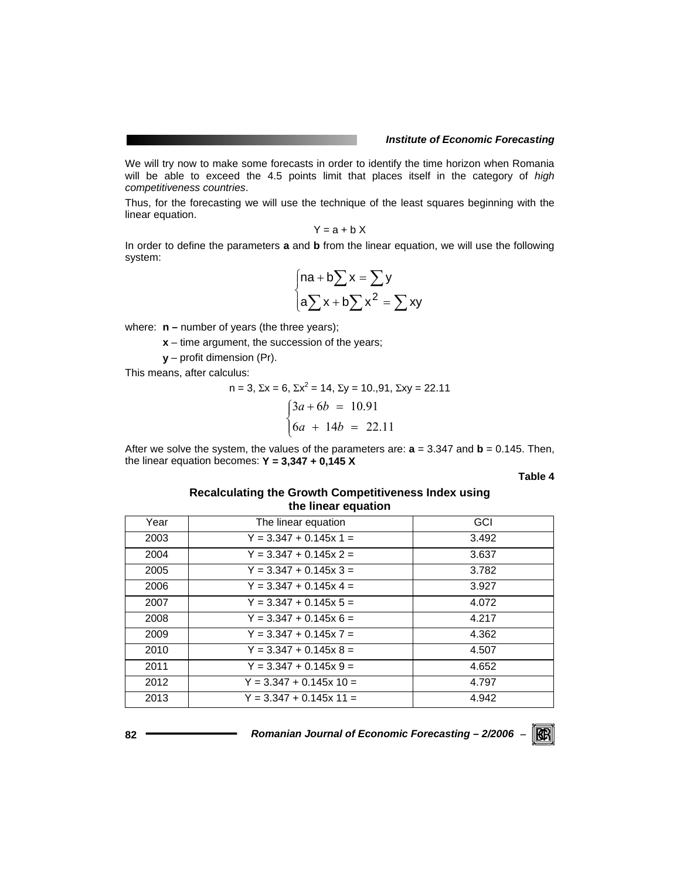We will try now to make some forecasts in order to identify the time horizon when Romania will be able to exceed the 4.5 points limit that places itself in the category of *high competitiveness countries*.

Thus, for the forecasting we will use the technique of the least squares beginning with the linear equation.

$$Y = a + b X$$

In order to define the parameters **a** and **b** from the linear equation, we will use the following system:

$$\begin{cases} na + b\sum x = \sum y \\ a\sum x + b\sum x^2 = \sum xy \end{cases}$$

where: **n –** number of years (the three years);

**x** – time argument, the succession of the years;

**y** – profit dimension (Pr).

This means, after calculus:

$$n = 3,\ \Sigma x = 6,\ \Sigma x^2 = 14,\ \Sigma y = 10.,91,\ \Sigma xy = 22.11$$

$$\begin{cases} 3a + 6b = 10.91 \\ 6a + 14b = 22.11 \end{cases}$$

After we solve the system, the values of the parameters are: **a** = 3.347 and **b** = 0.145. Then, the linear equation becomes: **Y = 3,347 + 0,145 X**

**Table 4**

**Recalculating the Growth Competitiveness Index using the linear equation**

| Year | The linear equation | GCI |
|---|---|---|
| 2003 | Y = 3.347 + 0.145x 1 = | 3.492 |
| 2004 | Y = 3.347 + 0.145x 2 = | 3.637 |
| 2005 | Y = 3.347 + 0.145x 3 = | 3.782 |
| 2006 | Y = 3.347 + 0.145x 4 = | 3.927 |
| 2007 | Y = 3.347 + 0.145x 5 = | 4.072 |
| 2008 | Y = 3.347 + 0.145x 6 = | 4.217 |
| 2009 | Y = 3.347 + 0.145x 7 = | 4.362 |
| 2010 | Y = 3.347 + 0.145x 8 = | 4.507 |
| 2011 | Y = 3.347 + 0.145x 9 = | 4.652 |
| 2012 | Y = 3.347 + 0.145x 10 = | 4.797 |
| 2013 | Y = 3.347 + 0.145x 11 = | 4.942 |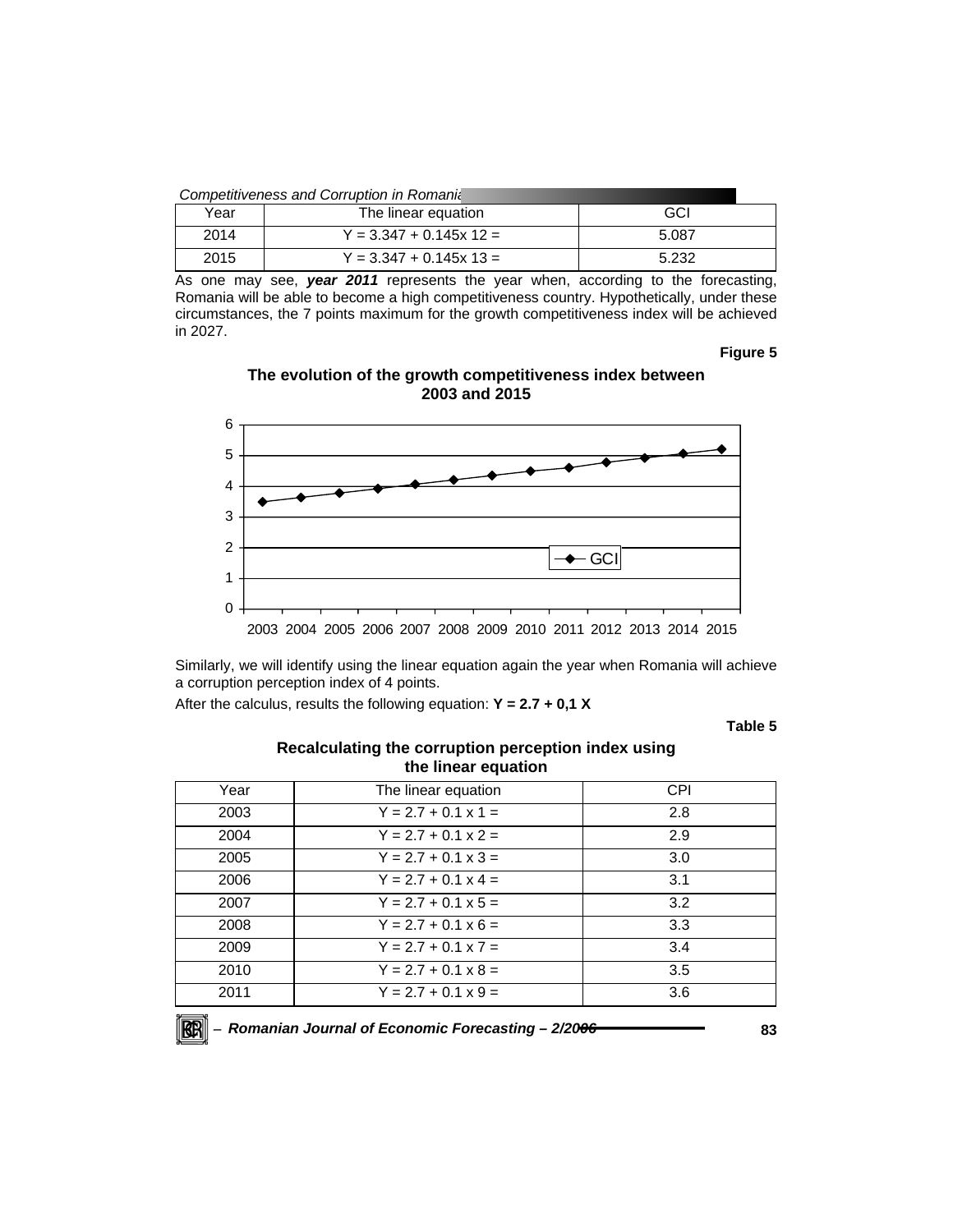| Year | The linear equation | GCI |
| --- | --- | --- |
| 2014 | $Y = 3.347 + 0.145x\ 12 =$ | 5.087 |
| 2015 | $Y = 3.347 + 0.145x\ 13 =$ | 5.232 |

As one may see, ***year 2011*** represents the year when, according to the forecasting, Romania will be able to become a high competitiveness country. Hypothetically, under these circumstances, the 7 points maximum for the growth competitiveness index will be achieved in 2027.

**Figure 5**

**The evolution of the growth competitiveness index between 2003 and 2015**

Similarly, we will identify using the linear equation again the year when Romania will achieve a corruption perception index of 4 points.

After the calculus, results the following equation: $\mathbf{Y = 2.7 + 0{,}1\ X}$

**Table 5**

**Recalculating the corruption perception index using the linear equation**

| Year | The linear equation | CPI |
| --- | --- | --- |
| 2003 | $Y = 2.7 + 0.1 \times 1 =$ | 2.8 |
| 2004 | $Y = 2.7 + 0.1 \times 2 =$ | 2.9 |
| 2005 | $Y = 2.7 + 0.1 \times 3 =$ | 3.0 |
| 2006 | $Y = 2.7 + 0.1 \times 4 =$ | 3.1 |
| 2007 | $Y = 2.7 + 0.1 \times 5 =$ | 3.2 |
| 2008 | $Y = 2.7 + 0.1 \times 6 =$ | 3.3 |
| 2009 | $Y = 2.7 + 0.1 \times 7 =$ | 3.4 |
| 2010 | $Y = 2.7 + 0.1 \times 8 =$ | 3.5 |
| 2011 | $Y = 2.7 + 0.1 \times 9 =$ | 3.6 |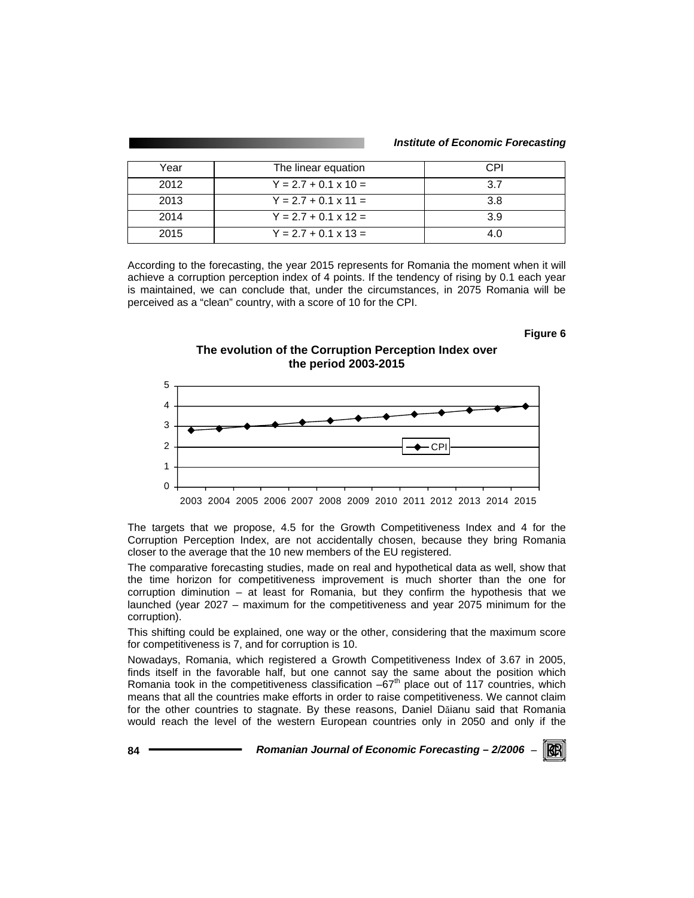| Year | The linear equation | CPI |
|---|---|---|
| 2012 | Y = 2.7 + 0.1 x 10 = | 3.7 |
| 2013 | Y = 2.7 + 0.1 x 11 = | 3.8 |
| 2014 | Y = 2.7 + 0.1 x 12 = | 3.9 |
| 2015 | Y = 2.7 + 0.1 x 13 = | 4.0 |

According to the forecasting, the year 2015 represents for Romania the moment when it will achieve a corruption perception index of 4 points. If the tendency of rising by 0.1 each year is maintained, we can conclude that, under the circumstances, in 2075 Romania will be perceived as a "clean" country, with a score of 10 for the CPI.

**Figure 6**

**The evolution of the Corruption Perception Index over the period 2003-2015**

The targets that we propose, 4.5 for the Growth Competitiveness Index and 4 for the Corruption Perception Index, are not accidentally chosen, because they bring Romania closer to the average that the 10 new members of the EU registered.

The comparative forecasting studies, made on real and hypothetical data as well, show that the time horizon for competitiveness improvement is much shorter than the one for corruption diminution – at least for Romania, but they confirm the hypothesis that we launched (year 2027 – maximum for the competitiveness and year 2075 minimum for the corruption).

This shifting could be explained, one way or the other, considering that the maximum score for competitiveness is 7, and for corruption is 10.

Nowadays, Romania, which registered a Growth Competitiveness Index of 3.67 in 2005, finds itself in the favorable half, but one cannot say the same about the position which Romania took in the competitiveness classification –67th place out of 117 countries, which means that all the countries make efforts in order to raise competitiveness. We cannot claim for the other countries to stagnate. By these reasons, Daniel Dăianu said that Romania would reach the level of the western European countries only in 2050 and only if the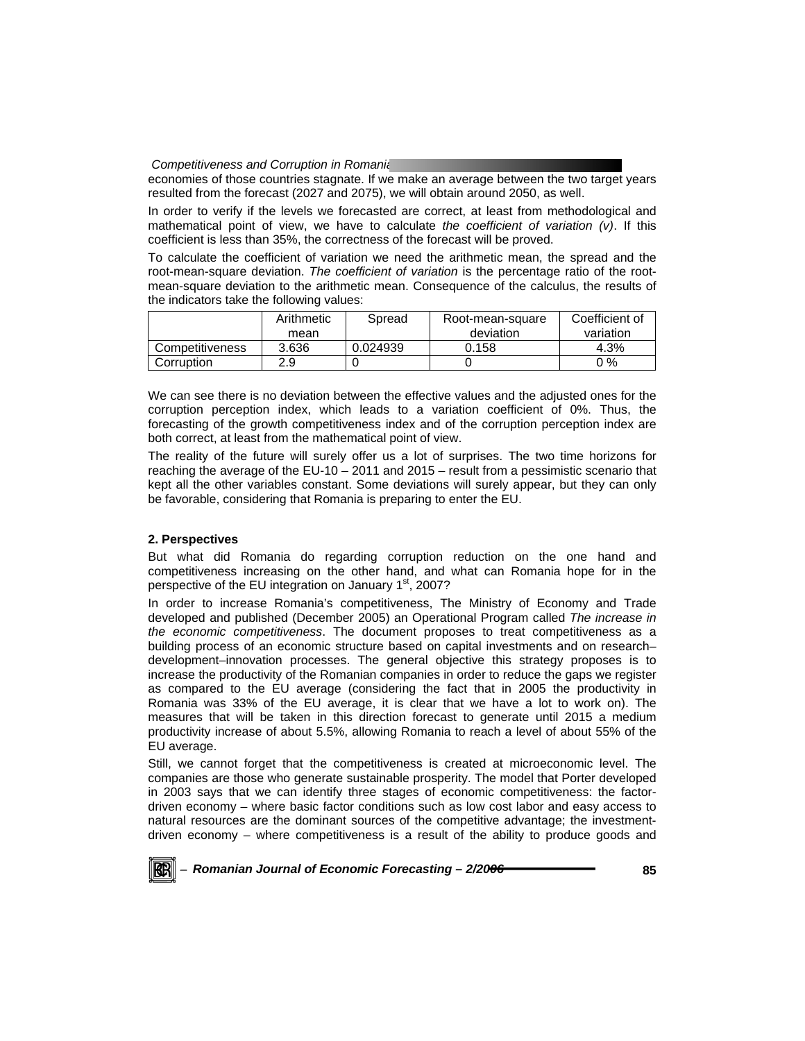economies of those countries stagnate. If we make an average between the two target years resulted from the forecast (2027 and 2075), we will obtain around 2050, as well.

In order to verify if the levels we forecasted are correct, at least from methodological and mathematical point of view, we have to calculate *the coefficient of variation (v)*. If this coefficient is less than 35%, the correctness of the forecast will be proved.

To calculate the coefficient of variation we need the arithmetic mean, the spread and the root-mean-square deviation. *The coefficient of variation* is the percentage ratio of the root-mean-square deviation to the arithmetic mean. Consequence of the calculus, the results of the indicators take the following values:

| | Arithmetic mean | Spread | Root-mean-square deviation | Coefficient of variation |
|---|---|---|---|---|
| Competitiveness | 3.636 | 0.024939 | 0.158 | 4.3% |
| Corruption | 2.9 | 0 | 0 | 0 % |

We can see there is no deviation between the effective values and the adjusted ones for the corruption perception index, which leads to a variation coefficient of 0%. Thus, the forecasting of the growth competitiveness index and of the corruption perception index are both correct, at least from the mathematical point of view.

The reality of the future will surely offer us a lot of surprises. The two time horizons for reaching the average of the EU-10 – 2011 and 2015 – result from a pessimistic scenario that kept all the other variables constant. Some deviations will surely appear, but they can only be favorable, considering that Romania is preparing to enter the EU.

**2. Perspectives**

But what did Romania do regarding corruption reduction on the one hand and competitiveness increasing on the other hand, and what can Romania hope for in the perspective of the EU integration on January 1st, 2007?

In order to increase Romania's competitiveness, The Ministry of Economy and Trade developed and published (December 2005) an Operational Program called *The increase in the economic competitiveness*. The document proposes to treat competitiveness as a building process of an economic structure based on capital investments and on research–development–innovation processes. The general objective this strategy proposes is to increase the productivity of the Romanian companies in order to reduce the gaps we register as compared to the EU average (considering the fact that in 2005 the productivity in Romania was 33% of the EU average, it is clear that we have a lot to work on). The measures that will be taken in this direction forecast to generate until 2015 a medium productivity increase of about 5.5%, allowing Romania to reach a level of about 55% of the EU average.

Still, we cannot forget that the competitiveness is created at microeconomic level. The companies are those who generate sustainable prosperity. The model that Porter developed in 2003 says that we can identify three stages of economic competitiveness: the factor-driven economy – where basic factor conditions such as low cost labor and easy access to natural resources are the dominant sources of the competitive advantage; the investment-driven economy – where competitiveness is a result of the ability to produce goods and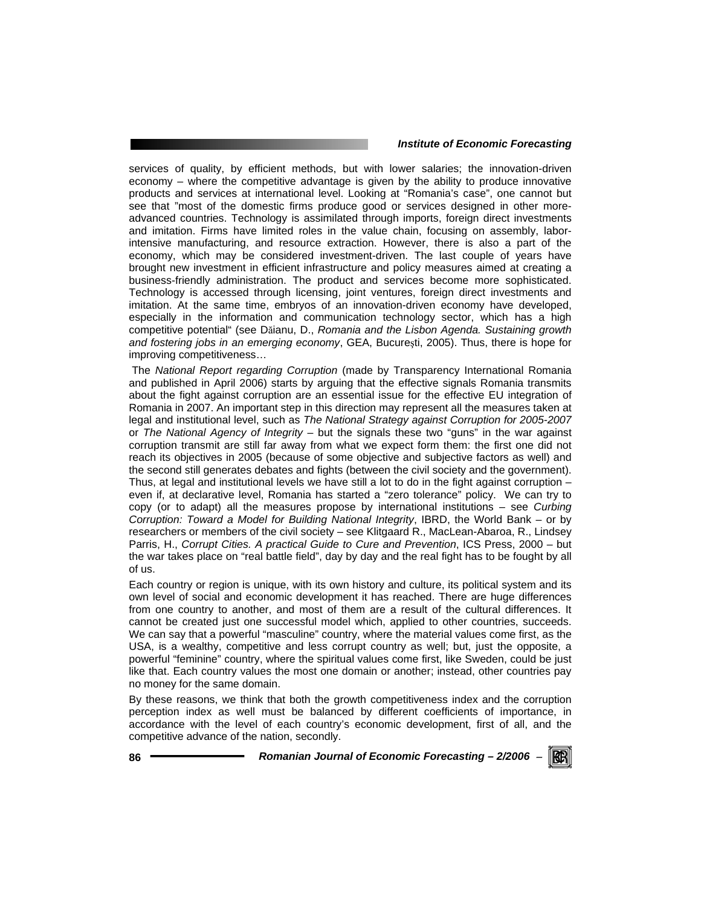services of quality, by efficient methods, but with lower salaries; the innovation-driven economy – where the competitive advantage is given by the ability to produce innovative products and services at international level. Looking at "Romania's case", one cannot but see that "most of the domestic firms produce good or services designed in other more-advanced countries. Technology is assimilated through imports, foreign direct investments and imitation. Firms have limited roles in the value chain, focusing on assembly, labor-intensive manufacturing, and resource extraction. However, there is also a part of the economy, which may be considered investment-driven. The last couple of years have brought new investment in efficient infrastructure and policy measures aimed at creating a business-friendly administration. The product and services become more sophisticated. Technology is accessed through licensing, joint ventures, foreign direct investments and imitation. At the same time, embryos of an innovation-driven economy have developed, especially in the information and communication technology sector, which has a high competitive potential" (see Dăianu, D., *Romania and the Lisbon Agenda. Sustaining growth and fostering jobs in an emerging economy*, GEA, Bucureşti, 2005). Thus, there is hope for improving competitiveness…

The *National Report regarding Corruption* (made by Transparency International Romania and published in April 2006) starts by arguing that the effective signals Romania transmits about the fight against corruption are an essential issue for the effective EU integration of Romania in 2007. An important step in this direction may represent all the measures taken at legal and institutional level, such as *The National Strategy against Corruption for 2005-2007* or *The National Agency of Integrity* – but the signals these two "guns" in the war against corruption transmit are still far away from what we expect form them: the first one did not reach its objectives in 2005 (because of some objective and subjective factors as well) and the second still generates debates and fights (between the civil society and the government). Thus, at legal and institutional levels we have still a lot to do in the fight against corruption – even if, at declarative level, Romania has started a "zero tolerance" policy. We can try to copy (or to adapt) all the measures propose by international institutions – see *Curbing Corruption: Toward a Model for Building National Integrity*, IBRD, the World Bank – or by researchers or members of the civil society – see Klitgaard R., MacLean-Abaroa, R., Lindsey Parris, H., *Corrupt Cities. A practical Guide to Cure and Prevention*, ICS Press, 2000 – but the war takes place on "real battle field", day by day and the real fight has to be fought by all of us.

Each country or region is unique, with its own history and culture, its political system and its own level of social and economic development it has reached. There are huge differences from one country to another, and most of them are a result of the cultural differences. It cannot be created just one successful model which, applied to other countries, succeeds. We can say that a powerful "masculine" country, where the material values come first, as the USA, is a wealthy, competitive and less corrupt country as well; but, just the opposite, a powerful "feminine" country, where the spiritual values come first, like Sweden, could be just like that. Each country values the most one domain or another; instead, other countries pay no money for the same domain.

By these reasons, we think that both the growth competitiveness index and the corruption perception index as well must be balanced by different coefficients of importance, in accordance with the level of each country's economic development, first of all, and the competitive advance of the nation, secondly.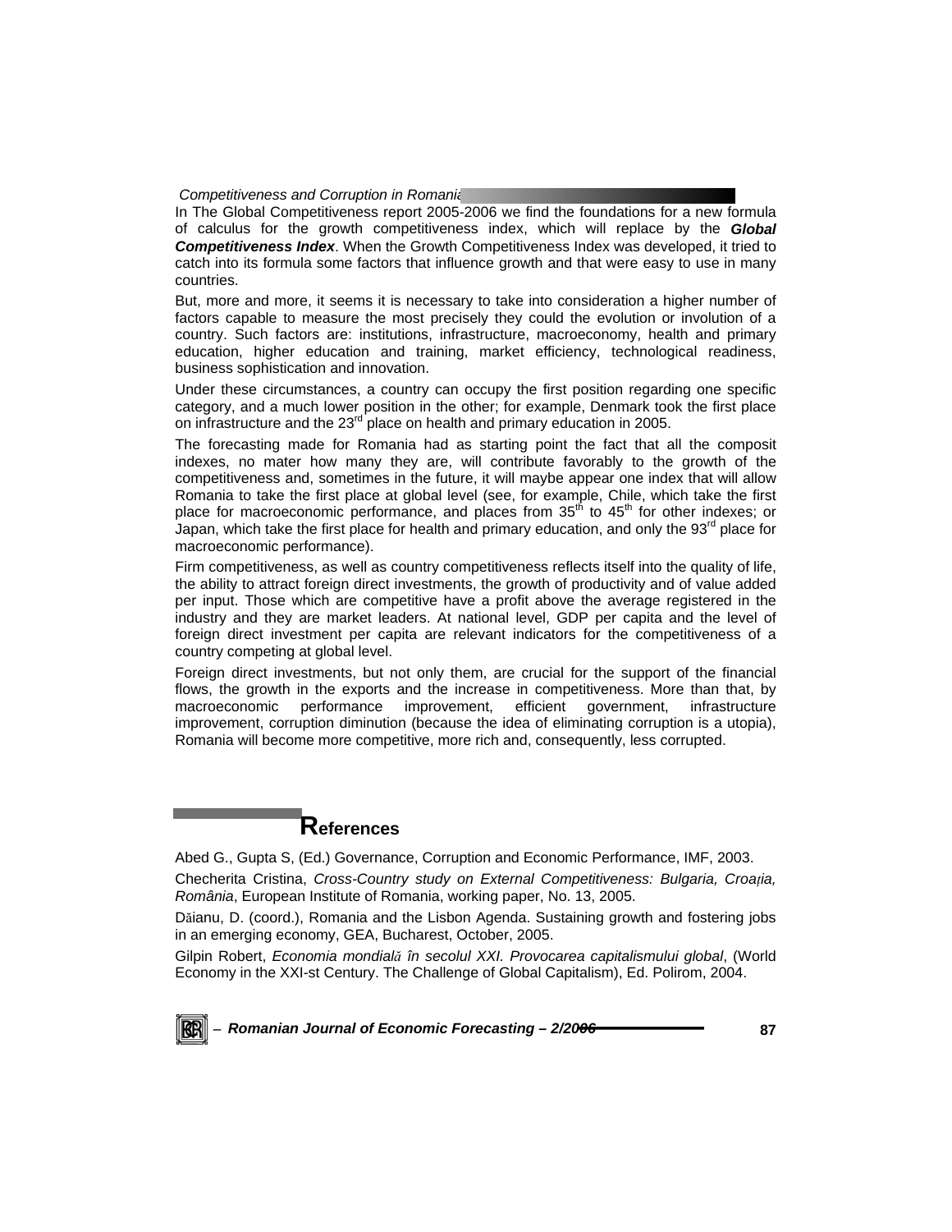In The Global Competitiveness report 2005-2006 we find the foundations for a new formula of calculus for the growth competitiveness index, which will replace by the ***Global Competitiveness Index***. When the Growth Competitiveness Index was developed, it tried to catch into its formula some factors that influence growth and that were easy to use in many countries.

But, more and more, it seems it is necessary to take into consideration a higher number of factors capable to measure the most precisely they could the evolution or involution of a country. Such factors are: institutions, infrastructure, macroeconomy, health and primary education, higher education and training, market efficiency, technological readiness, business sophistication and innovation.

Under these circumstances, a country can occupy the first position regarding one specific category, and a much lower position in the other; for example, Denmark took the first place on infrastructure and the 23rd place on health and primary education in 2005.

The forecasting made for Romania had as starting point the fact that all the composit indexes, no mater how many they are, will contribute favorably to the growth of the competitiveness and, sometimes in the future, it will maybe appear one index that will allow Romania to take the first place at global level (see, for example, Chile, which take the first place for macroeconomic performance, and places from 35th to 45th for other indexes; or Japan, which take the first place for health and primary education, and only the 93rd place for macroeconomic performance).

Firm competitiveness, as well as country competitiveness reflects itself into the quality of life, the ability to attract foreign direct investments, the growth of productivity and of value added per input. Those which are competitive have a profit above the average registered in the industry and they are market leaders. At national level, GDP per capita and the level of foreign direct investment per capita are relevant indicators for the competitiveness of a country competing at global level.

Foreign direct investments, but not only them, are crucial for the support of the financial flows, the growth in the exports and the increase in competitiveness. More than that, by macroeconomic performance improvement, efficient government, infrastructure improvement, corruption diminution (because the idea of eliminating corruption is a utopia), Romania will become more competitive, more rich and, consequently, less corrupted.

## References

Abed G., Gupta S, (Ed.) Governance, Corruption and Economic Performance, IMF, 2003.

Checherita Cristina, *Cross-Country study on External Competitiveness: Bulgaria, Croaţia, România*, European Institute of Romania, working paper, No. 13, 2005.

Dăianu, D. (coord.), Romania and the Lisbon Agenda. Sustaining growth and fostering jobs in an emerging economy, GEA, Bucharest, October, 2005.

Gilpin Robert, *Economia mondială în secolul XXI. Provocarea capitalismului global*, (World Economy in the XXI-st Century. The Challenge of Global Capitalism), Ed. Polirom, 2004.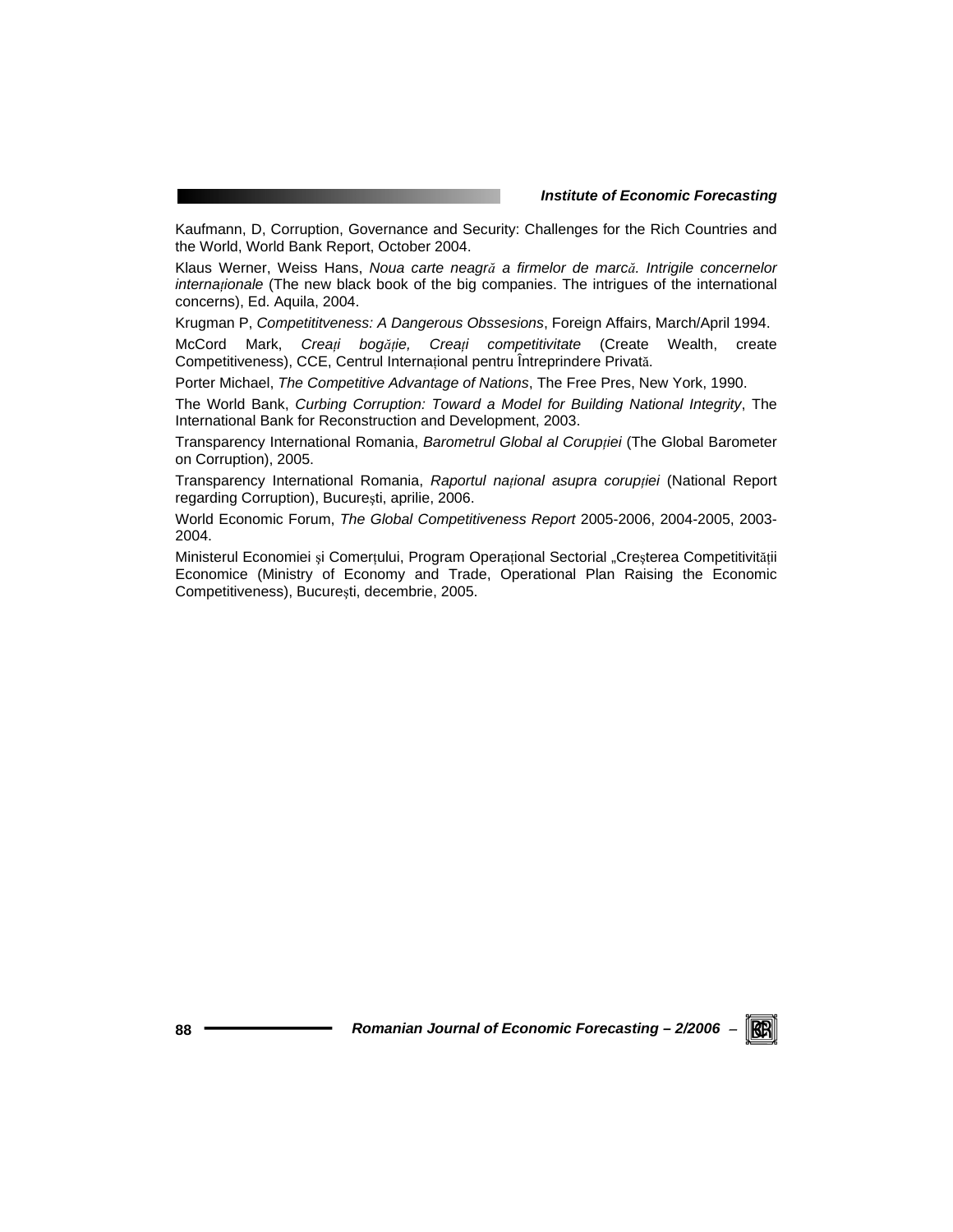Kaufmann, D, Corruption, Governance and Security: Challenges for the Rich Countries and the World, World Bank Report, October 2004.

Klaus Werner, Weiss Hans, *Noua carte neagră a firmelor de marcă. Intrigile concernelor internaționale* (The new black book of the big companies. The intrigues of the international concerns), Ed. Aquila, 2004.

Krugman P, *Competititveness: A Dangerous Obssesions*, Foreign Affairs, March/April 1994.

McCord Mark, *Creați bogăție, Creați competitivitate* (Create Wealth, create Competitiveness), CCE, Centrul Internațional pentru Întreprindere Privată.

Porter Michael, *The Competitive Advantage of Nations*, The Free Pres, New York, 1990.

The World Bank, *Curbing Corruption: Toward a Model for Building National Integrity*, The International Bank for Reconstruction and Development, 2003.

Transparency International Romania, *Barometrul Global al Corupției* (The Global Barometer on Corruption), 2005.

Transparency International Romania, *Raportul național asupra corupției* (National Report regarding Corruption), București, aprilie, 2006.

World Economic Forum, *The Global Competitiveness Report* 2005-2006, 2004-2005, 2003-2004.

Ministerul Economiei și Comerțului, Program Operațional Sectorial „Creșterea Competitivității Economice (Ministry of Economy and Trade, Operational Plan Raising the Economic Competitiveness), București, decembrie, 2005.